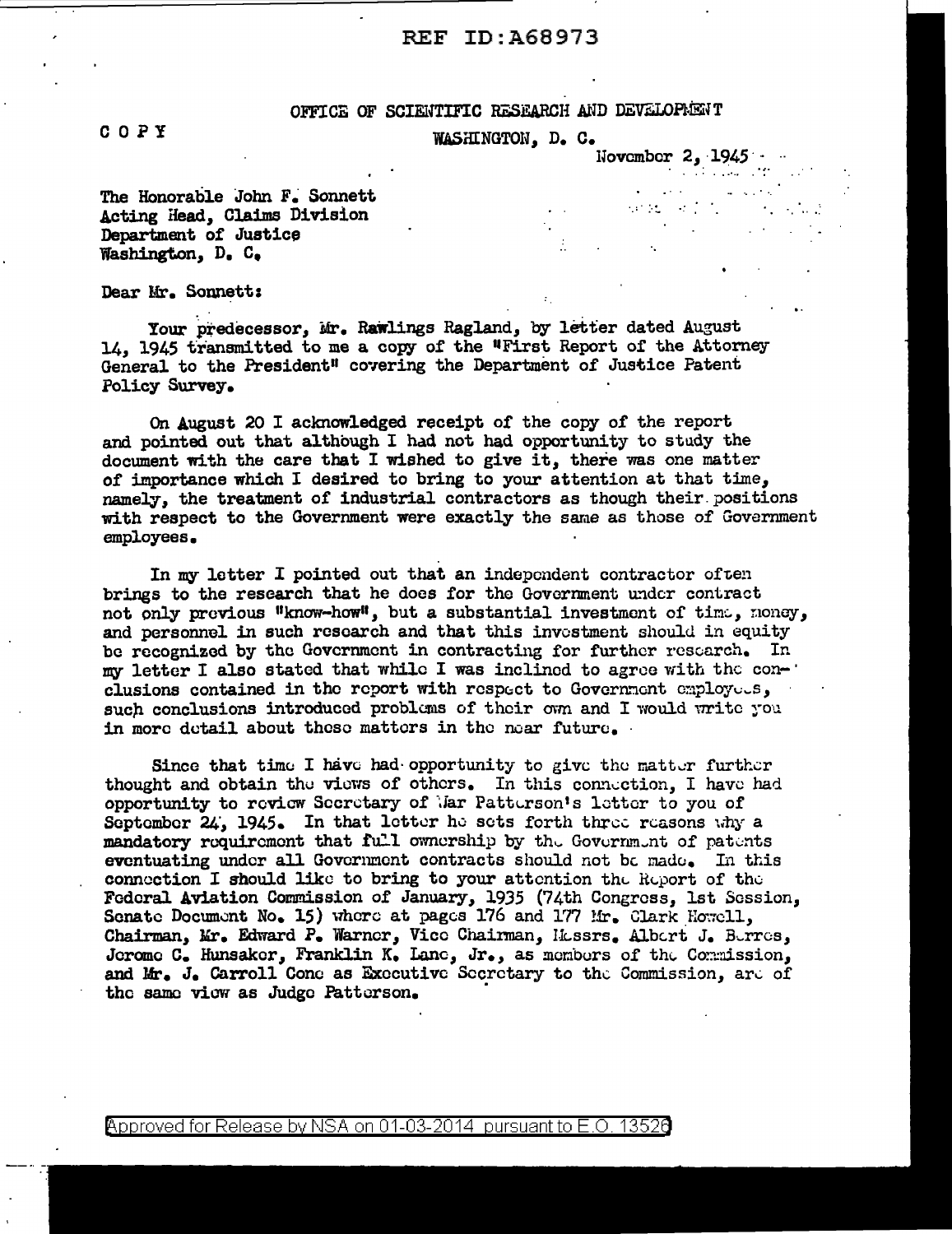REF ID:A68973

OFFICE OF SCIENTIFIC RESEARCH AND DEVELOPMENT

COPY

WASHINGTON, D. C.

November 2, 1945

The Honorable John F. Sonnett
Acting Head, Claims Division
Department of Justice
Washington, D. C.

Dear Mr. Sonnett:

Your predecessor, Mr. Rawlings Ragland, by letter dated August 14, 1945 transmitted to me a copy of the "First Report of the Attorney General to the President" covering the Department of Justice Patent Policy Survey.

On August 20 I acknowledged receipt of the copy of the report and pointed out that although I had not had opportunity to study the document with the care that I wished to give it, there was one matter of importance which I desired to bring to your attention at that time, namely, the treatment of industrial contractors as though their positions with respect to the Government were exactly the same as those of Government employees.

In my letter I pointed out that an independent contractor often brings to the research that he does for the Government under contract not only previous "know-how", but a substantial investment of time, money, and personnel in such research and that this investment should in equity be recognized by the Government in contracting for further research. In my letter I also stated that while I was inclined to agree with the conclusions contained in the report with respect to Government employees, such conclusions introduced problems of their own and I would write you in more detail about these matters in the near future.

Since that time I have had opportunity to give the matter further thought and obtain the views of others. In this connection, I have had opportunity to review Secretary of War Patterson's letter to you of September 24, 1945. In that letter he sets forth three reasons why a mandatory requirement that full ownership by the Government of patents eventuating under all Government contracts should not be made. In this connection I should like to bring to your attention the Report of the Federal Aviation Commission of January, 1935 (74th Congress, 1st Session, Senate Document No. 15) where at pages 176 and 177 Mr. Clark Howell, Chairman, Mr. Edward P. Warner, Vice Chairman, Messrs. Albert J. Berres, Jerome C. Hunsaker, Franklin K. Lane, Jr., as members of the Commission, and Mr. J. Carroll Cone as Executive Secretary to the Commission, are of the same view as Judge Patterson.

Approved for Release by NSA on 01-03-2014 pursuant to E.O. 13526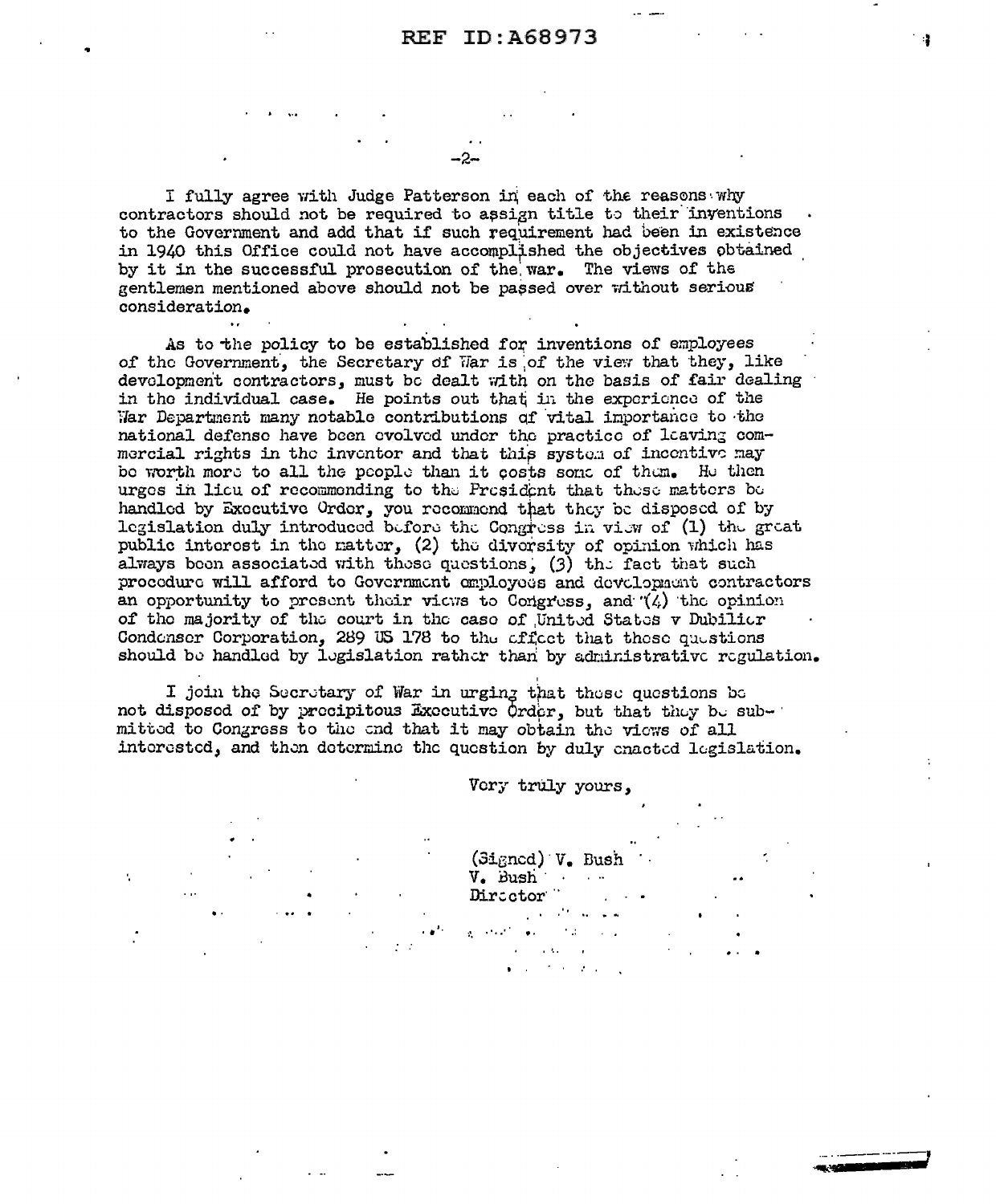I fully agree with Judge Patterson in each of the reasons why contractors should not be required to assign title to their inventions to the Government and add that if such requirement had been in existence in 1940 this Office could not have accomplished the objectives obtained by it in the successful prosecution of the war. The views of the gentlemen mentioned above should not be passed over without serious consideration.

As to the policy to be established for inventions of employees of the Government, the Secretary of War is of the view that they, like development contractors, must be dealt with on the basis of fair dealing in the individual case. He points out that in the experience of the War Department many notable contributions of vital importance to the national defense have been evolved under the practice of leaving commercial rights in the inventor and that this system of incentive may be worth more to all the people than it costs some of them. He then urges in lieu of recommending to the President that these matters be handled by Executive Order, you recommend that they be disposed of by legislation duly introduced before the Congress in view of (1) the great public interest in the matter, (2) the diversity of opinion which has always been associated with these questions, (3) the fact that such procedure will afford to Government employees and development contractors an opportunity to present their views to Congress, and (4) the opinion of the majority of the court in the case of United States v Dubilier Condenser Corporation, 289 US 178 to the effect that these questions should be handled by legislation rather than by administrative regulation.

I join the Secretary of War in urging that these questions be not disposed of by precipitous Executive Order, but that they be submitted to Congress to the end that it may obtain the views of all interested, and then determine the question by duly enacted legislation.

Very truly yours,

(Signed) V. Bush
V. Bush
Director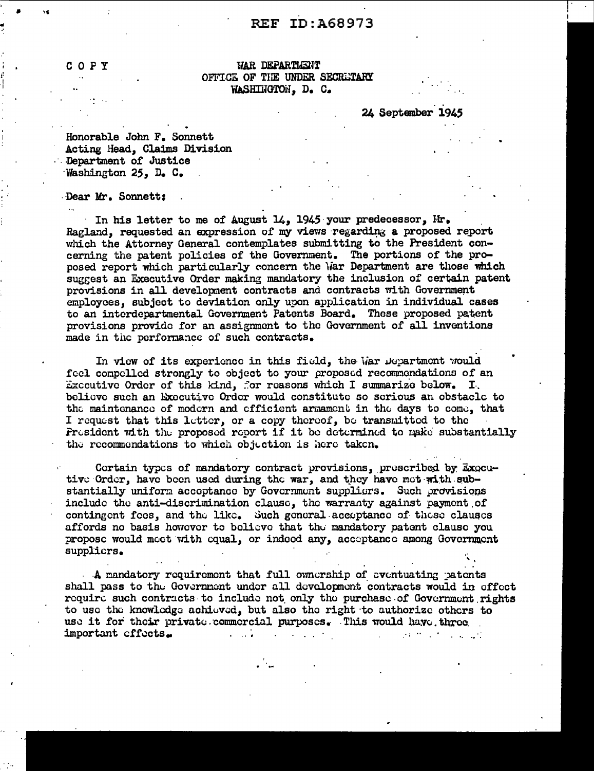REF ID:A68973

COPY

WAR DEPARTMENT
OFFICE OF THE UNDER SECRETARY
WASHINGTON, D. C.

24 September 1945

Honorable John F. Sonnett
Acting Head, Claims Division
Department of Justice
Washington 25, D. C.

Dear Mr. Sonnett:

In his letter to me of August 14, 1945 your predecessor, Mr. Ragland, requested an expression of my views regarding a proposed report which the Attorney General contemplates submitting to the President concerning the patent policies of the Government. The portions of the proposed report which particularly concern the War Department are those which suggest an Executive Order making mandatory the inclusion of certain patent provisions in all development contracts and contracts with Government employees, subject to deviation only upon application in individual cases to an interdepartmental Government Patents Board. These proposed patent provisions provide for an assignment to the Government of all inventions made in the performance of such contracts.

In view of its experience in this field, the War Department would feel compelled strongly to object to your proposed recommendations of an Executive Order of this kind, for reasons which I summarize below. I believe such an Executive Order would constitute so serious an obstacle to the maintenance of modern and efficient armament in the days to come, that I request that this letter, or a copy thereof, be transmitted to the President with the proposed report if it be determined to make substantially the recommendations to which objection is here taken.

Certain types of mandatory contract provisions, prescribed by Executive Order, have been used during the war, and they have met with substantially uniform acceptance by Government suppliers. Such provisions include the anti-discrimination clause, the warranty against payment of contingent fees, and the like. Such general acceptance of these clauses affords no basis however to believe that the mandatory patent clause you propose would meet with equal, or indeed any, acceptance among Government suppliers.

A mandatory requirement that full ownership of eventuating patents shall pass to the Government under all development contracts would in effect require such contracts to include not only the purchase of Government rights to use the knowledge achieved, but also the right to authorize others to use it for their private commercial purposes. This would have three important effects.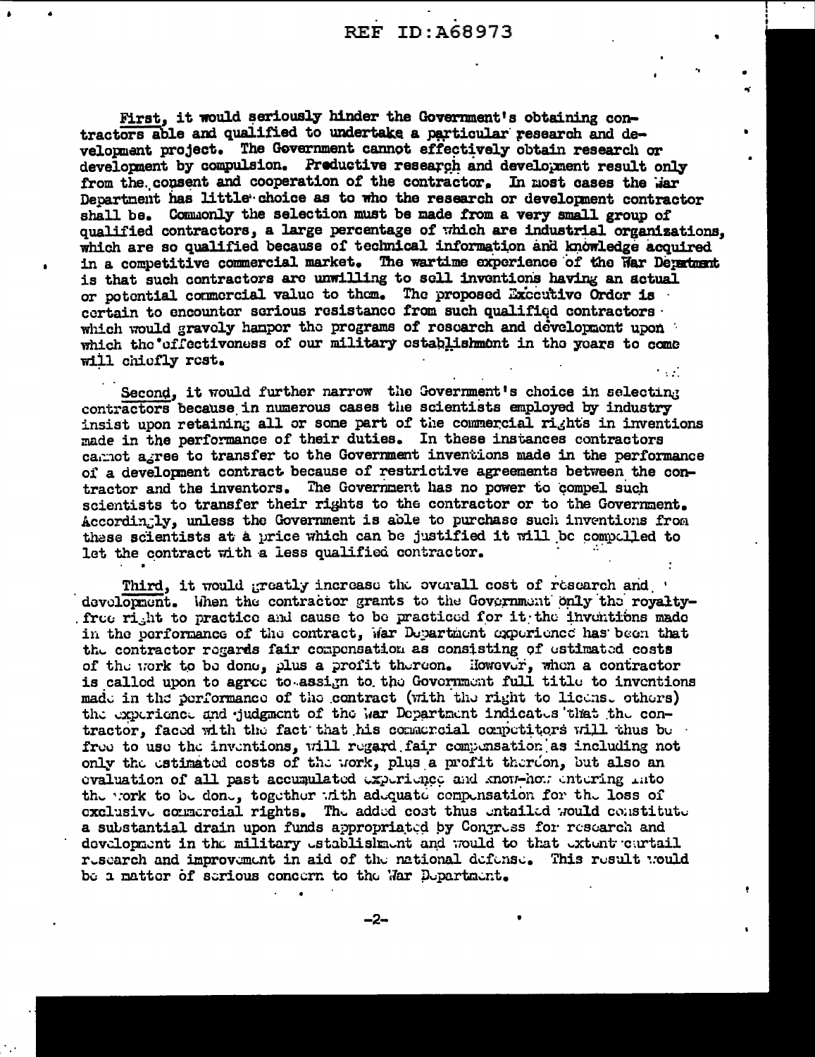First, it would seriously hinder the Government's obtaining contractors able and qualified to undertake a particular research and development project. The Government cannot effectively obtain research or development by compulsion. Productive research and development result only from the consent and cooperation of the contractor. In most cases the War Department has little choice as to who the research or development contractor shall be. Commonly the selection must be made from a very small group of qualified contractors, a large percentage of which are industrial organizations, which are so qualified because of technical information and knowledge acquired in a competitive commercial market. The wartime experience of the War Department is that such contractors are unwilling to sell inventions having an actual or potential commercial value to them. The proposed Executive Order is certain to encounter serious resistance from such qualified contractors which would gravely hamper the programs of research and development upon which the effectiveness of our military establishment in the years to come will chiefly rest.

Second, it would further narrow the Government's choice in selecting contractors because in numerous cases the scientists employed by industry insist upon retaining all or some part of the commercial rights in inventions made in the performance of their duties. In these instances contractors cannot agree to transfer to the Government inventions made in the performance of a development contract because of restrictive agreements between the contractor and the inventors. The Government has no power to compel such scientists to transfer their rights to the contractor or to the Government. Accordingly, unless the Government is able to purchase such inventions from these scientists at a price which can be justified it will be compelled to let the contract with a less qualified contractor.

Third, it would greatly increase the overall cost of research and development. When the contractor grants to the Government only the royalty-free right to practice and cause to be practiced for it the inventions made in the performance of the contract, War Department experience has been that the contractor regards fair compensation as consisting of estimated costs of the work to be done, plus a profit thereon. However, when a contractor is called upon to agree to assign to the Government full title to inventions made in the performance of the contract (with the right to license others) the experience and judgment of the War Department indicates that the contractor, faced with the fact that his commercial competitors will thus be free to use the inventions, will regard fair compensation as including not only the estimated costs of the work, plus a profit thereon, but also an evaluation of all past accumulated experience and know-how entering into the work to be done, together with adequate compensation for the loss of exclusive commercial rights. The added cost thus entailed would constitute a substantial drain upon funds appropriated by Congress for research and development in the military establishment and would to that extent curtail research and improvement in aid of the national defense. This result would be a matter of serious concern to the War Department.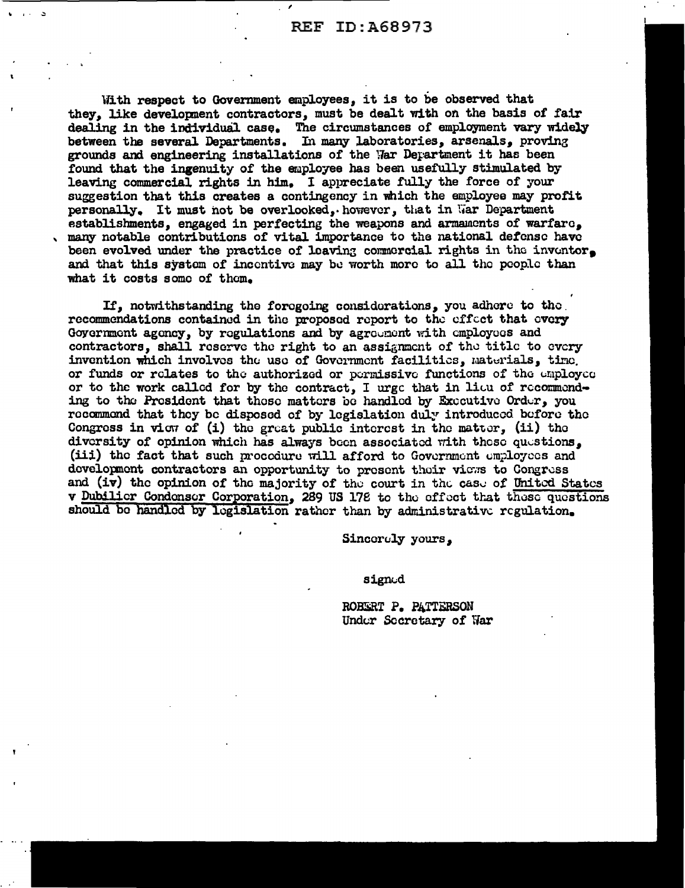With respect to Government employees, it is to be observed that they, like development contractors, must be dealt with on the basis of fair dealing in the individual case. The circumstances of employment vary widely between the several Departments. In many laboratories, arsenals, proving grounds and engineering installations of the War Department it has been found that the ingenuity of the employee has been usefully stimulated by leaving commercial rights in him. I appreciate fully the force of your suggestion that this creates a contingency in which the employee may profit personally. It must not be overlooked, however, that in War Department establishments, engaged in perfecting the weapons and armaments of warfare, many notable contributions of vital importance to the national defense have been evolved under the practice of leaving commercial rights in the inventor, and that this system of incentive may be worth more to all the people than what it costs some of them.

If, notwithstanding the foregoing considerations, you adhere to the recommendations contained in the proposed report to the effect that every Government agency, by regulations and by agreement with employees and contractors, shall reserve the right to an assignment of the title to every invention which involves the use of Government facilities, materials, time, or funds or relates to the authorized or permissive functions of the employee or to the work called for by the contract, I urge that in lieu of recommending to the President that these matters be handled by Executive Order, you recommend that they be disposed of by legislation duly introduced before the Congress in view of (i) the great public interest in the matter, (ii) the diversity of opinion which has always been associated with these questions, (iii) the fact that such procedure will afford to Government employees and development contractors an opportunity to present their views to Congress and (iv) the opinion of the majority of the court in the case of United States v Dubilier Condenser Corporation, 289 US 178 to the effect that these questions should be handled by legislation rather than by administrative regulation.

Sincerely yours,

signed

ROBERT P. PATTERSON
Under Secretary of War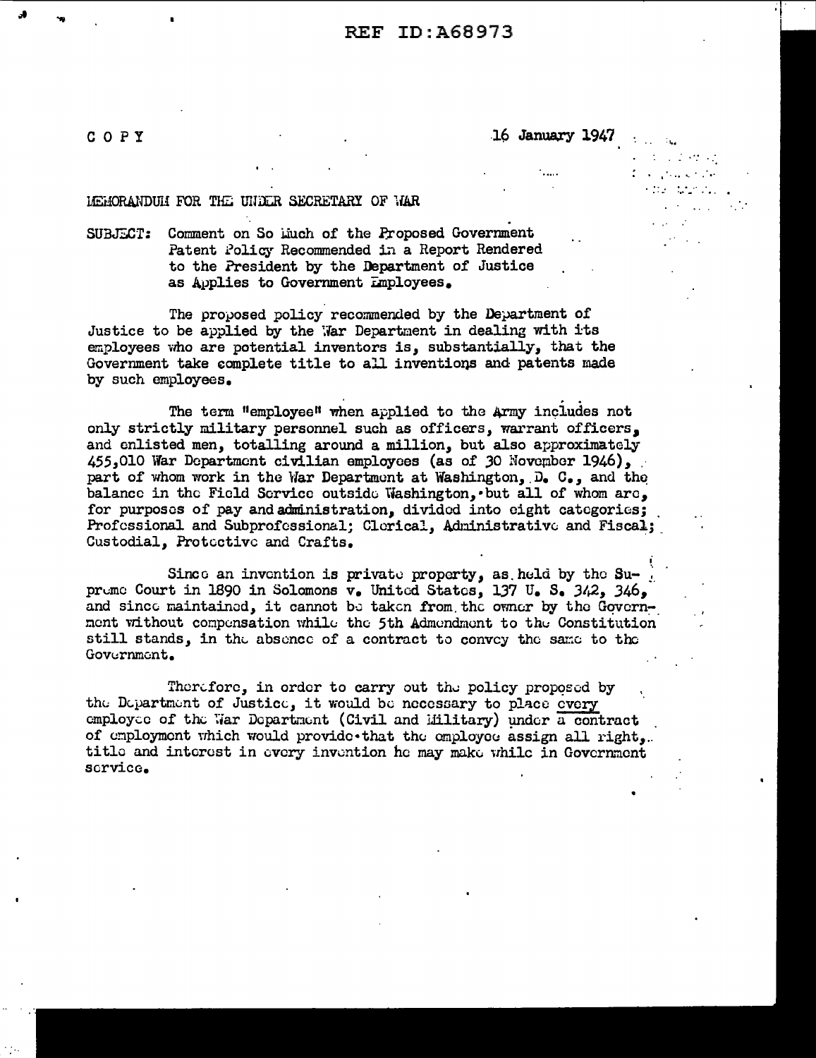REF ID:A68973

COPY

16 January 1947

MEMORANDUM FOR THE UNDER SECRETARY OF WAR

SUBJECT: Comment on So Much of the Proposed Government Patent Policy Recommended in a Report Rendered to the President by the Department of Justice as Applies to Government Employees.

The proposed policy recommended by the Department of Justice to be applied by the War Department in dealing with its employees who are potential inventors is, substantially, that the Government take complete title to all inventions and patents made by such employees.

The term "employee" when applied to the Army includes not only strictly military personnel such as officers, warrant officers, and enlisted men, totalling around a million, but also approximately 455,010 War Department civilian employees (as of 30 November 1946), part of whom work in the War Department at Washington, D. C., and the balance in the Field Service outside Washington, but all of whom are, for purposes of pay and administration, divided into eight categories; Professional and Subprofessional; Clerical, Administrative and Fiscal; Custodial, Protective and Crafts.

Since an invention is private property, as held by the Supreme Court in 1890 in Solomons v. United States, 137 U. S. 342, 346, and since maintained, it cannot be taken from the owner by the Government without compensation while the 5th Admendment to the Constitution still stands, in the absence of a contract to convey the same to the Government.

Therefore, in order to carry out the policy proposed by the Department of Justice, it would be necessary to place <u>every</u> employee of the War Department (Civil and Military) under a contract of employment which would provide that the employee assign all right, title and interest in every invention he may make while in Government service.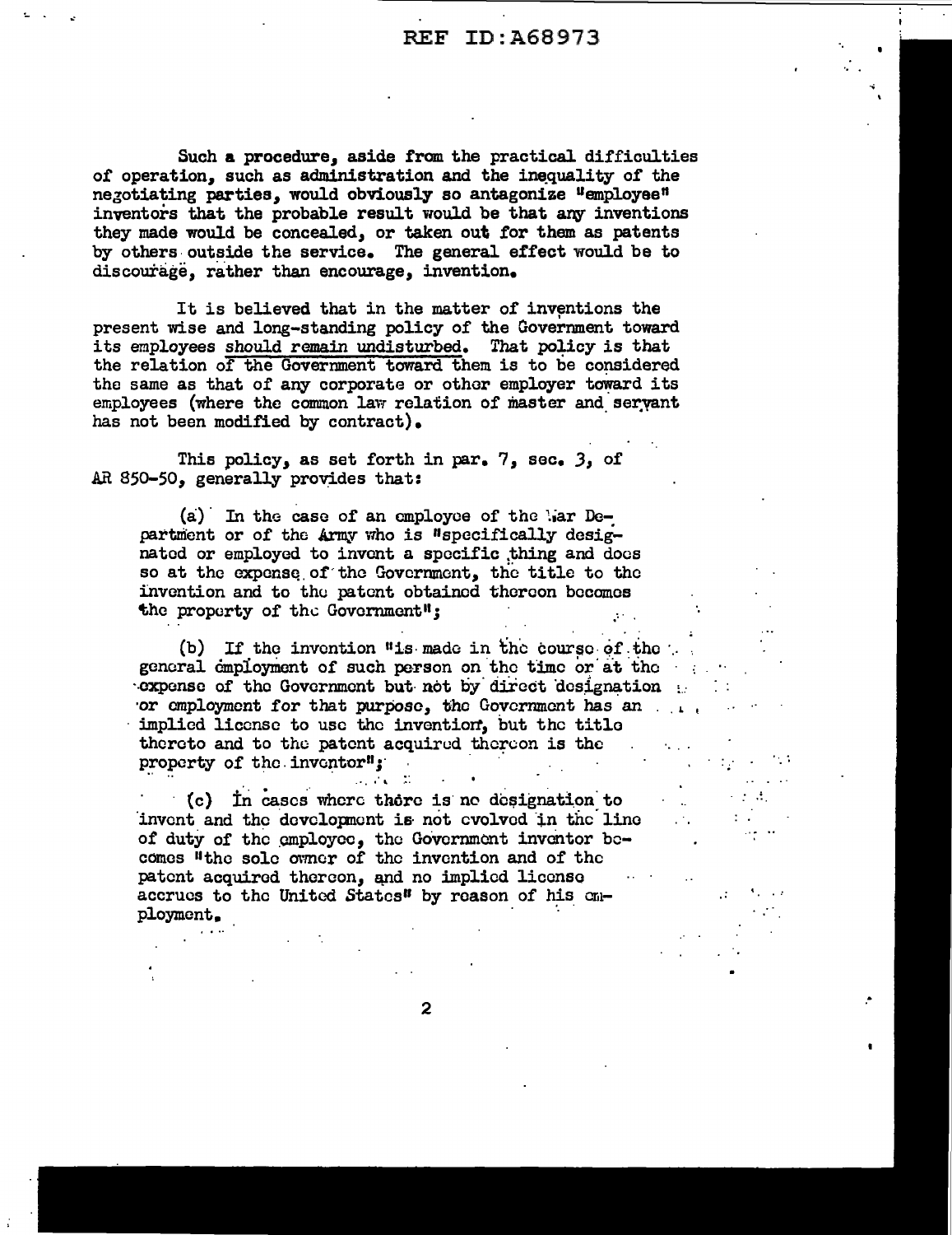Such a procedure, aside from the practical difficulties of operation, such as administration and the inequality of the negotiating parties, would obviously so antagonize "employee" inventors that the probable result would be that any inventions they made would be concealed, or taken out for them as patents by others outside the service. The general effect would be to discourage, rather than encourage, invention.

It is believed that in the matter of inventions the present wise and long-standing policy of the Government toward its employees should remain undisturbed. That policy is that the relation of the Government toward them is to be considered the same as that of any corporate or other employer toward its employees (where the common law relation of master and servant has not been modified by contract).

This policy, as set forth in par. 7, sec. 3, of AR 850-50, generally provides that:

(a) In the case of an employee of the War Department or of the Army who is "specifically designated or employed to invent a specific thing and does so at the expense of the Government, the title to the invention and to the patent obtained thereon becomes the property of the Government";

(b) If the invention "is made in the course of the general employment of such person on the time or at the expense of the Government but not by direct designation or employment for that purpose, the Government has an implied license to use the invention, but the title thereto and to the patent acquired thereon is the property of the inventor";

(c) In cases where there is no designation to invent and the development is not evolved in the line of duty of the employee, the Government inventor becomes "the sole owner of the invention and of the patent acquired thereon, and no implied license accrues to the United States" by reason of his employment.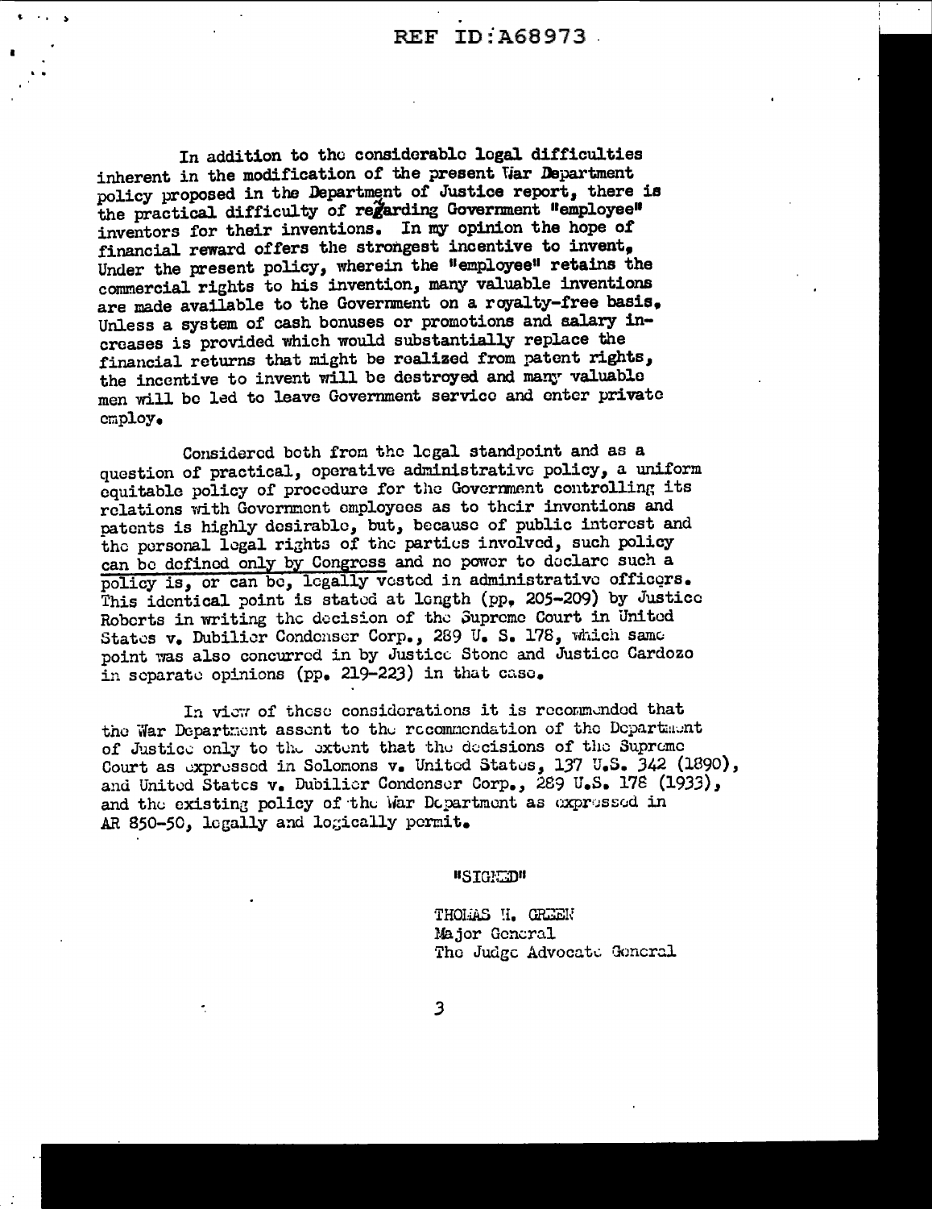In addition to the considerable legal difficulties inherent in the modification of the present War Department policy proposed in the Department of Justice report, there is the practical difficulty of regarding Government "employee" inventors for their inventions. In my opinion the hope of financial reward offers the strongest incentive to invent. Under the present policy, wherein the "employee" retains the commercial rights to his invention, many valuable inventions are made available to the Government on a royalty-free basis. Unless a system of cash bonuses or promotions and salary increases is provided which would substantially replace the financial returns that might be realized from patent rights, the incentive to invent will be destroyed and many valuable men will be led to leave Government service and enter private employ.

Considered both from the legal standpoint and as a question of practical, operative administrative policy, a uniform equitable policy of procedure for the Government controlling its relations with Government employees as to their inventions and patents is highly desirable, but, because of public interest and the personal legal rights of the parties involved, such policy can be defined only by Congress and no power to declare such a policy is, or can be, legally vested in administrative officers. This identical point is stated at length (pp. 205-209) by Justice Roberts in writing the decision of the Supreme Court in United States v. Dubilier Condenser Corp., 289 U. S. 178, which same point was also concurred in by Justice Stone and Justice Cardozo in separate opinions (pp. 219-223) in that case.

In view of these considerations it is recommended that the War Department assent to the recommendation of the Department of Justice only to the extent that the decisions of the Supreme Court as expressed in Solomons v. United States, 137 U.S. 342 (1890), and United States v. Dubilier Condenser Corp., 289 U.S. 178 (1933), and the existing policy of the War Department as expressed in AR 850-50, legally and logically permit.

"SIGNED"

THOMAS H. GREEN
Major General
The Judge Advocate General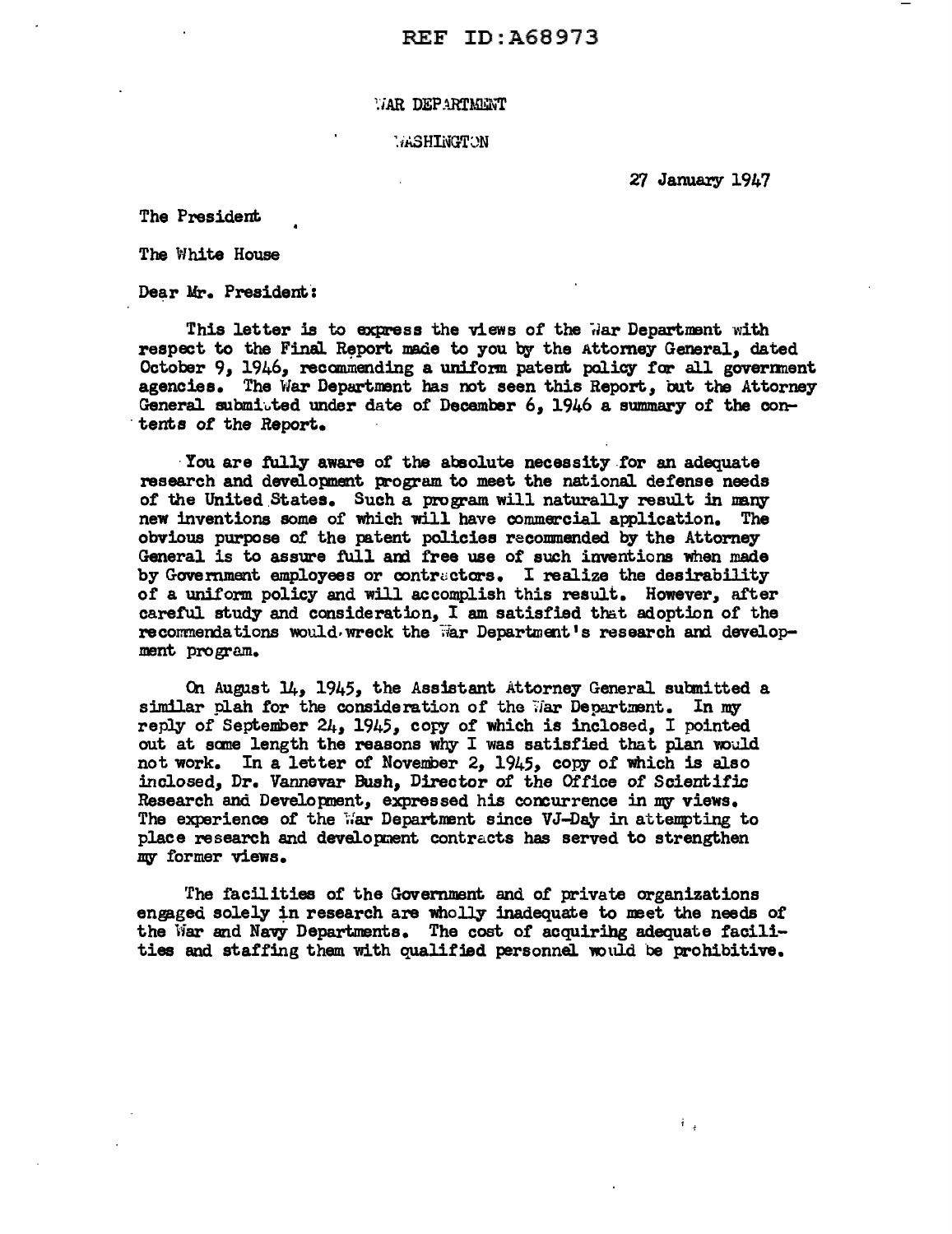WAR DEPARTMENT

WASHINGTON

27 January 1947

The President

The White House

Dear Mr. President:

This letter is to express the views of the War Department with respect to the Final Report made to you by the Attorney General, dated October 9, 1946, recommending a uniform patent policy for all government agencies. The War Department has not seen this Report, but the Attorney General submitted under date of December 6, 1946 a summary of the contents of the Report.

You are fully aware of the absolute necessity for an adequate research and development program to meet the national defense needs of the United States. Such a program will naturally result in many new inventions some of which will have commercial application. The obvious purpose of the patent policies recommended by the Attorney General is to assure full and free use of such inventions when made by Government employees or contractors. I realize the desirability of a uniform policy and will accomplish this result. However, after careful study and consideration, I am satisfied that adoption of the recommendations would wreck the War Department's research and development program.

On August 14, 1945, the Assistant Attorney General submitted a similar plan for the consideration of the War Department. In my reply of September 24, 1945, copy of which is inclosed, I pointed out at some length the reasons why I was satisfied that plan would not work. In a letter of November 2, 1945, copy of which is also inclosed, Dr. Vannevar Bush, Director of the Office of Scientific Research and Development, expressed his concurrence in my views. The experience of the War Department since VJ-Day in attempting to place research and development contracts has served to strengthen my former views.

The facilities of the Government and of private organizations engaged solely in research are wholly inadequate to meet the needs of the War and Navy Departments. The cost of acquiring adequate facilities and staffing them with qualified personnel would be prohibitive.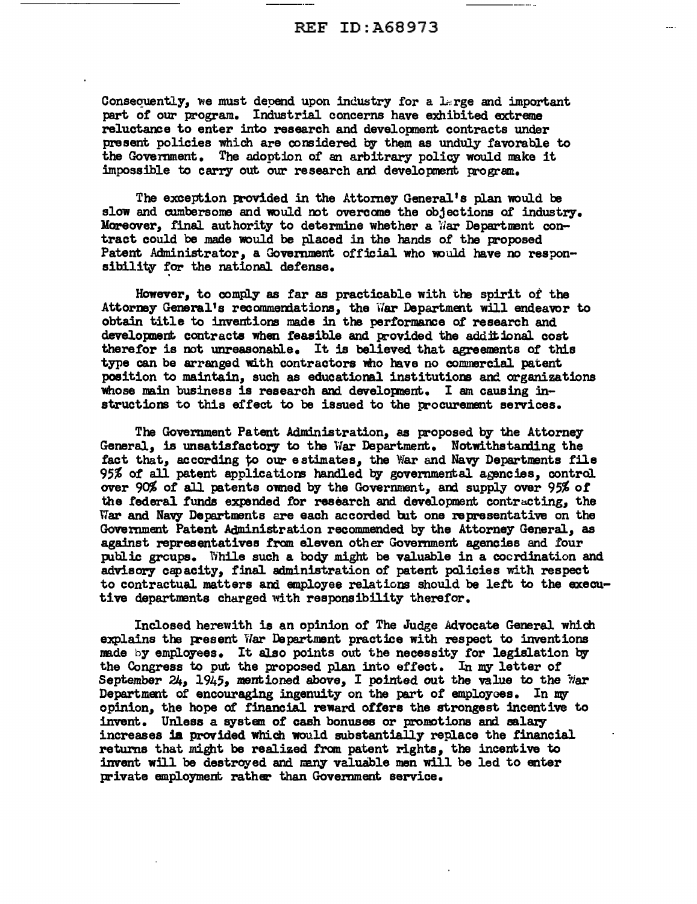Consequently, we must depend upon industry for a large and important part of our program. Industrial concerns have exhibited extreme reluctance to enter into research and development contracts under present policies which are considered by them as unduly favorable to the Government. The adoption of an arbitrary policy would make it impossible to carry out our research and development program.

The exception provided in the Attorney General's plan would be slow and cumbersome and would not overcome the objections of industry. Moreover, final authority to determine whether a War Department contract could be made would be placed in the hands of the proposed Patent Administrator, a Government official who would have no responsibility for the national defense.

However, to comply as far as practicable with the spirit of the Attorney General's recommendations, the War Department will endeavor to obtain title to inventions made in the performance of research and development contracts when feasible and provided the additional cost therefor is not unreasonable. It is believed that agreements of this type can be arranged with contractors who have no commercial patent position to maintain, such as educational institutions and organizations whose main business is research and development. I am causing instructions to this effect to be issued to the procurement services.

The Government Patent Administration, as proposed by the Attorney General, is unsatisfactory to the War Department. Notwithstanding the fact that, according to our estimates, the War and Navy Departments file 95% of all patent applications handled by governmental agencies, control over 90% of all patents owned by the Government, and supply over 95% of the federal funds expended for research and development contracting, the War and Navy Departments are each accorded but one representative on the Government Patent Administration recommended by the Attorney General, as against representatives from eleven other Government agencies and four public groups. While such a body might be valuable in a coordination and advisory capacity, final administration of patent policies with respect to contractual matters and employee relations should be left to the executive departments charged with responsibility therefor.

Inclosed herewith is an opinion of The Judge Advocate General which explains the present War Department practice with respect to inventions made by employees. It also points out the necessity for legislation by the Congress to put the proposed plan into effect. In my letter of September 24, 1945, mentioned above, I pointed out the value to the War Department of encouraging ingenuity on the part of employees. In my opinion, the hope of financial reward offers the strongest incentive to invent. Unless a system of cash bonuses or promotions and salary increases is provided which would substantially replace the financial returns that might be realized from patent rights, the incentive to invent will be destroyed and many valuable men will be led to enter private employment rather than Government service.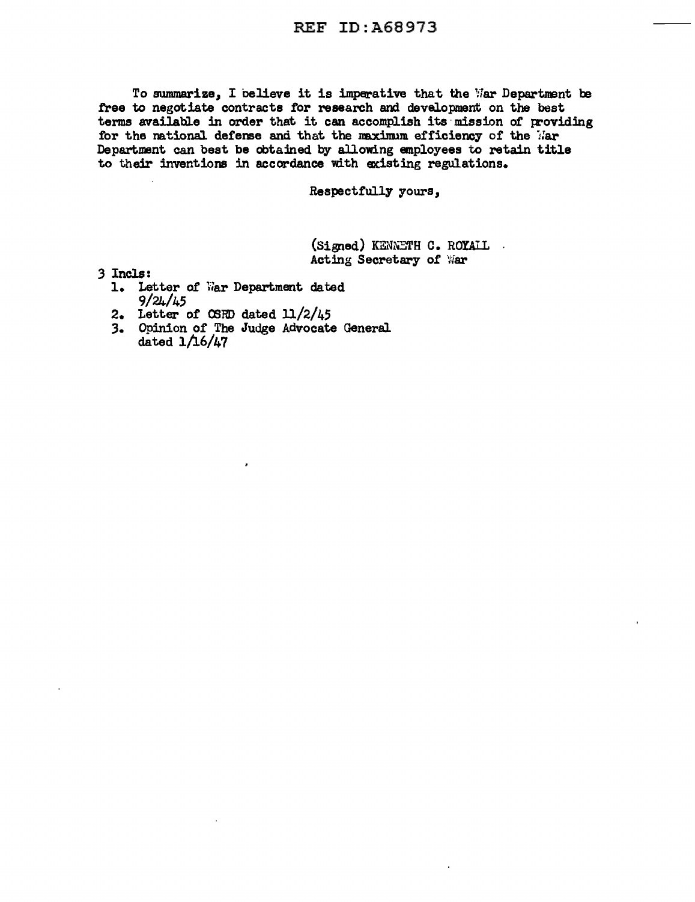To summarize, I believe it is imperative that the War Department be free to negotiate contracts for research and development on the best terms available in order that it can accomplish its mission of providing for the national defense and that the maximum efficiency of the War Department can best be obtained by allowing employees to retain title to their inventions in accordance with existing regulations.

Respectfully yours,

(Signed) KENNETH C. ROYALL
Acting Secretary of War

3 Incls:

1. Letter of War Department dated 9/24/45
2. Letter of OSRD dated 11/2/45
3. Opinion of The Judge Advocate General dated 1/16/47